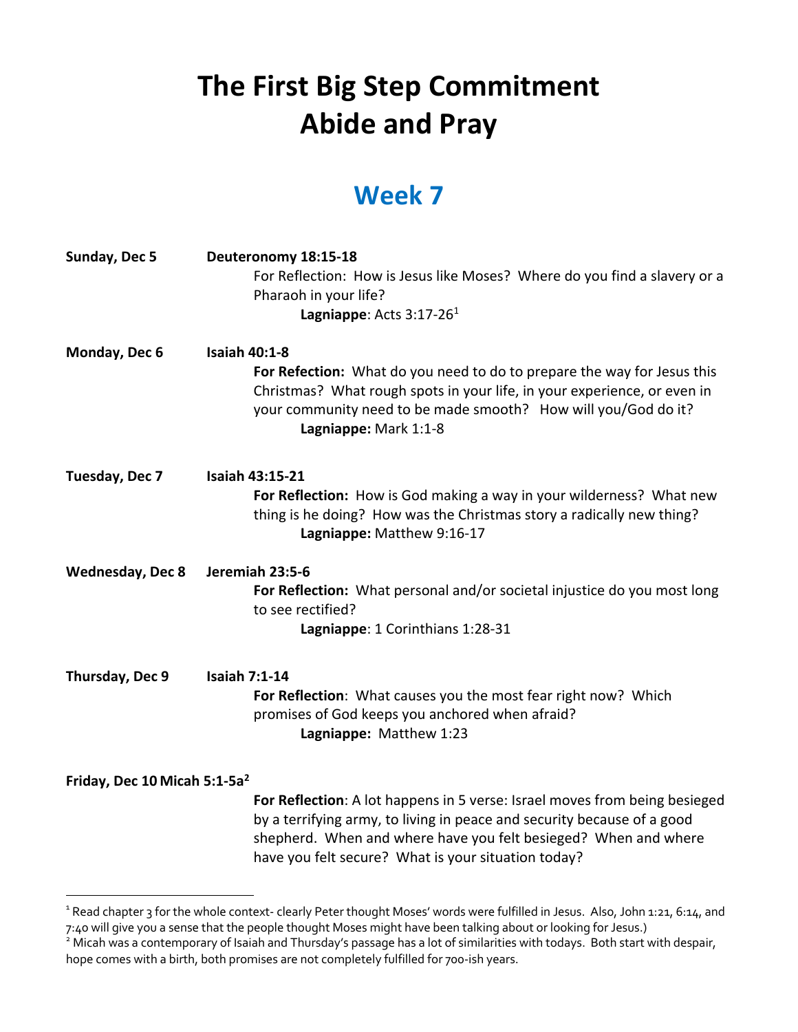# The First Big Step Commitment
# Abide and Pray

## Week 7

**Sunday, Dec 5** **Deuteronomy 18:15-18**

For Reflection: How is Jesus like Moses? Where do you find a slavery or a Pharaoh in your life?

**Lagniappe**: Acts 3:17-26[1]

**Monday, Dec 6** **Isaiah 40:1-8**

**For Refection:** What do you need to do to prepare the way for Jesus this Christmas? What rough spots in your life, in your experience, or even in your community need to be made smooth? How will you/God do it?

**Lagniappe:** Mark 1:1-8

**Tuesday, Dec 7** **Isaiah 43:15-21**

**For Reflection:** How is God making a way in your wilderness? What new thing is he doing? How was the Christmas story a radically new thing?

**Lagniappe:** Matthew 9:16-17

**Wednesday, Dec 8** **Jeremiah 23:5-6**

**For Reflection:** What personal and/or societal injustice do you most long to see rectified?

**Lagniappe**: 1 Corinthians 1:28-31

**Thursday, Dec 9** **Isaiah 7:1-14**

**For Reflection**: What causes you the most fear right now? Which promises of God keeps you anchored when afraid?

**Lagniappe:** Matthew 1:23

**Friday, Dec 10** **Micah 5:1-5a[2]**

**For Reflection**: A lot happens in 5 verse: Israel moves from being besieged by a terrifying army, to living in peace and security because of a good shepherd. When and where have you felt besieged? When and where have you felt secure? What is your situation today?

---

[1] Read chapter 3 for the whole context- clearly Peter thought Moses' words were fulfilled in Jesus. Also, John 1:21, 6:14, and 7:40 will give you a sense that the people thought Moses might have been talking about or looking for Jesus.)

[2] Micah was a contemporary of Isaiah and Thursday's passage has a lot of similarities with todays. Both start with despair, hope comes with a birth, both promises are not completely fulfilled for 700-ish years.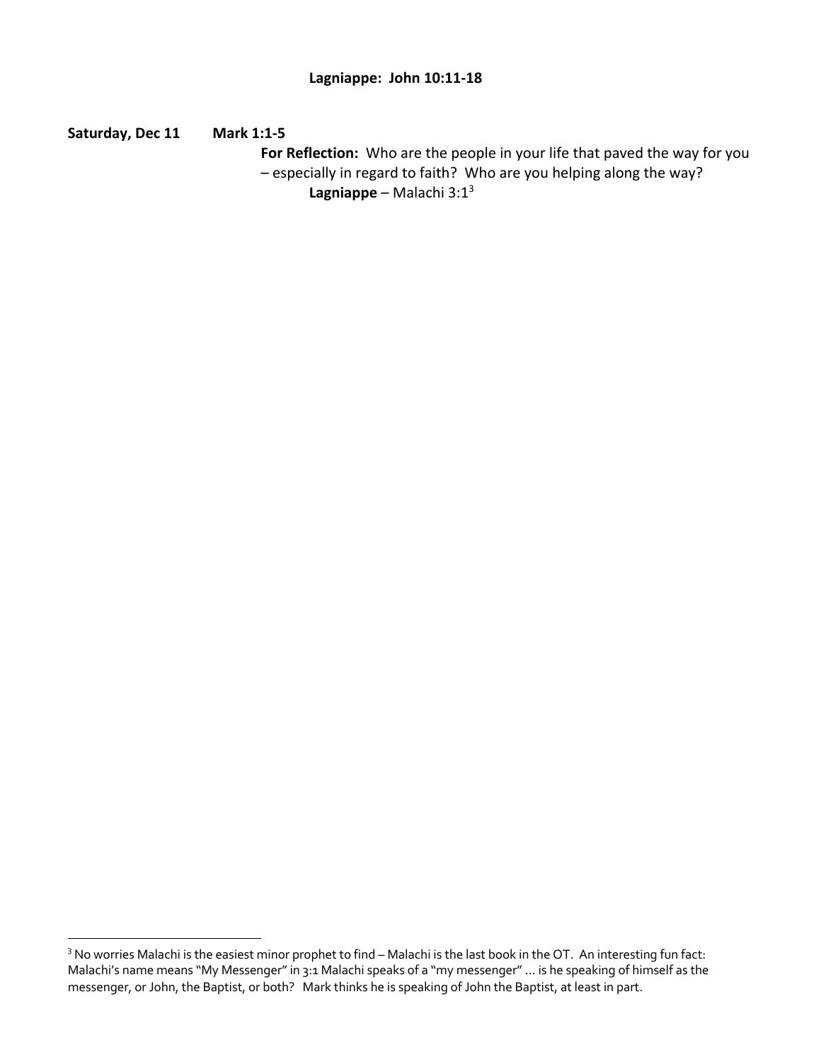**Lagniappe: John 10:11-18**

**Saturday, Dec 11 Mark 1:1-5**

**For Reflection:** Who are the people in your life that paved the way for you – especially in regard to faith? Who are you helping along the way?

**Lagniappe** – Malachi 3:1[3]

[3] No worries Malachi is the easiest minor prophet to find – Malachi is the last book in the OT. An interesting fun fact: Malachi's name means "My Messenger" in 3:1 Malachi speaks of a "my messenger" … is he speaking of himself as the messenger, or John, the Baptist, or both? Mark thinks he is speaking of John the Baptist, at least in part.